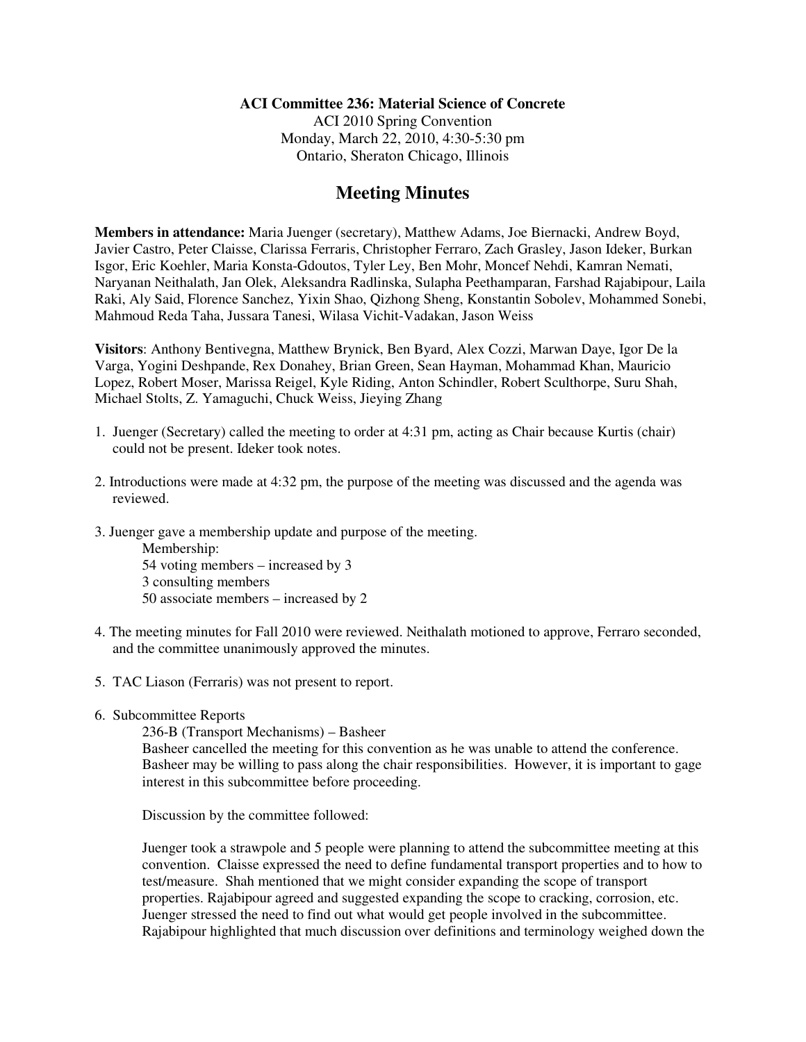**ACI Committee 236: Material Science of Concrete**

ACI 2010 Spring Convention
Monday, March 22, 2010, 4:30-5:30 pm
Ontario, Sheraton Chicago, Illinois

# Meeting Minutes

**Members in attendance:** Maria Juenger (secretary), Matthew Adams, Joe Biernacki, Andrew Boyd, Javier Castro, Peter Claisse, Clarissa Ferraris, Christopher Ferraro, Zach Grasley, Jason Ideker, Burkan Isgor, Eric Koehler, Maria Konsta-Gdoutos, Tyler Ley, Ben Mohr, Moncef Nehdi, Kamran Nemati, Naryanan Neithalath, Jan Olek, Aleksandra Radlinska, Sulapha Peethamparan, Farshad Rajabipour, Laila Raki, Aly Said, Florence Sanchez, Yixin Shao, Qizhong Sheng, Konstantin Sobolev, Mohammed Sonebi, Mahmoud Reda Taha, Jussara Tanesi, Wilasa Vichit-Vadakan, Jason Weiss

**Visitors**: Anthony Bentivegna, Matthew Brynick, Ben Byard, Alex Cozzi, Marwan Daye, Igor De la Varga, Yogini Deshpande, Rex Donahey, Brian Green, Sean Hayman, Mohammad Khan, Mauricio Lopez, Robert Moser, Marissa Reigel, Kyle Riding, Anton Schindler, Robert Sculthorpe, Suru Shah, Michael Stolts, Z. Yamaguchi, Chuck Weiss, Jieying Zhang

1. Juenger (Secretary) called the meeting to order at 4:31 pm, acting as Chair because Kurtis (chair) could not be present. Ideker took notes.

2. Introductions were made at 4:32 pm, the purpose of the meeting was discussed and the agenda was reviewed.

3. Juenger gave a membership update and purpose of the meeting.
   
   Membership:
   54 voting members – increased by 3
   3 consulting members
   50 associate members – increased by 2

4. The meeting minutes for Fall 2010 were reviewed. Neithalath motioned to approve, Ferraro seconded, and the committee unanimously approved the minutes.

5. TAC Liason (Ferraris) was not present to report.

6. Subcommittee Reports

   236-B (Transport Mechanisms) – Basheer
   Basheer cancelled the meeting for this convention as he was unable to attend the conference. Basheer may be willing to pass along the chair responsibilities. However, it is important to gage interest in this subcommittee before proceeding.

   Discussion by the committee followed:

   Juenger took a strawpole and 5 people were planning to attend the subcommittee meeting at this convention. Claisse expressed the need to define fundamental transport properties and to how to test/measure. Shah mentioned that we might consider expanding the scope of transport properties. Rajabipour agreed and suggested expanding the scope to cracking, corrosion, etc. Juenger stressed the need to find out what would get people involved in the subcommittee. Rajabipour highlighted that much discussion over definitions and terminology weighed down the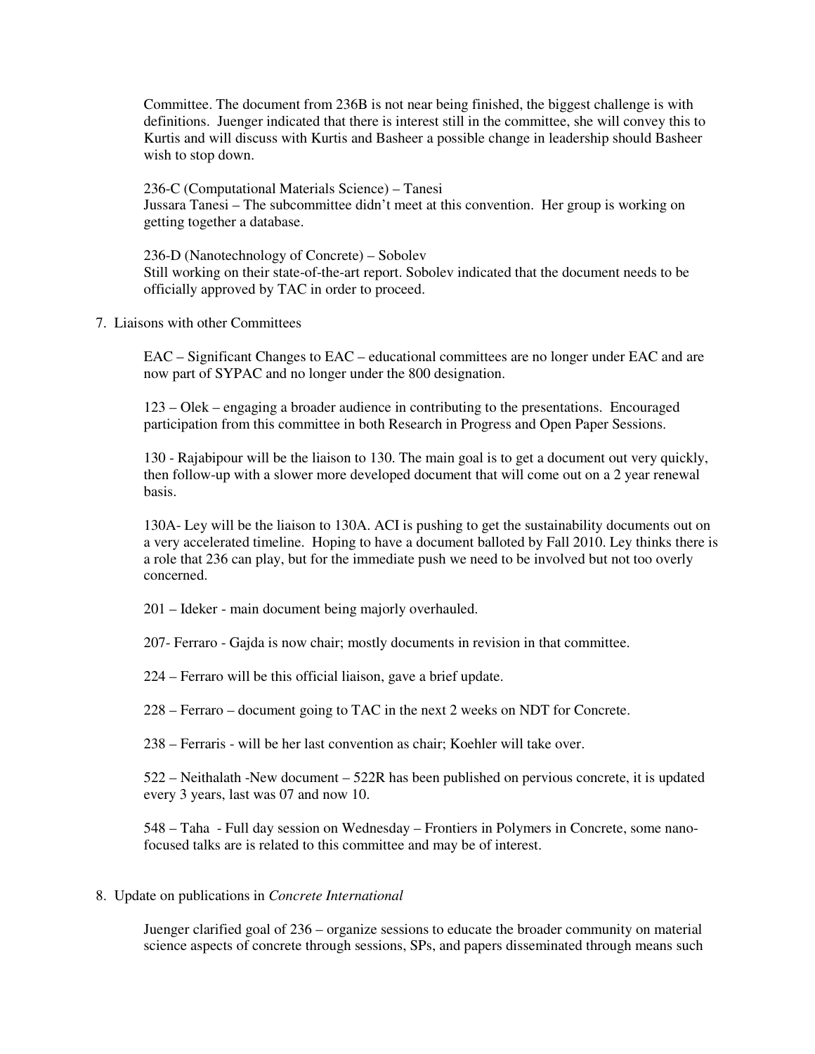Committee. The document from 236B is not near being finished, the biggest challenge is with definitions. Juenger indicated that there is interest still in the committee, she will convey this to Kurtis and will discuss with Kurtis and Basheer a possible change in leadership should Basheer wish to stop down.

236-C (Computational Materials Science) – Tanesi
Jussara Tanesi – The subcommittee didn't meet at this convention. Her group is working on getting together a database.

236-D (Nanotechnology of Concrete) – Sobolev
Still working on their state-of-the-art report. Sobolev indicated that the document needs to be officially approved by TAC in order to proceed.

7. Liaisons with other Committees

EAC – Significant Changes to EAC – educational committees are no longer under EAC and are now part of SYPAC and no longer under the 800 designation.

123 – Olek – engaging a broader audience in contributing to the presentations. Encouraged participation from this committee in both Research in Progress and Open Paper Sessions.

130 - Rajabipour will be the liaison to 130. The main goal is to get a document out very quickly, then follow-up with a slower more developed document that will come out on a 2 year renewal basis.

130A- Ley will be the liaison to 130A. ACI is pushing to get the sustainability documents out on a very accelerated timeline. Hoping to have a document balloted by Fall 2010. Ley thinks there is a role that 236 can play, but for the immediate push we need to be involved but not too overly concerned.

201 – Ideker - main document being majorly overhauled.

207- Ferraro - Gajda is now chair; mostly documents in revision in that committee.

224 – Ferraro will be this official liaison, gave a brief update.

228 – Ferraro – document going to TAC in the next 2 weeks on NDT for Concrete.

238 – Ferraris - will be her last convention as chair; Koehler will take over.

522 – Neithalath -New document – 522R has been published on pervious concrete, it is updated every 3 years, last was 07 and now 10.

548 – Taha - Full day session on Wednesday – Frontiers in Polymers in Concrete, some nano-focused talks are is related to this committee and may be of interest.

8. Update on publications in *Concrete International*

Juenger clarified goal of 236 – organize sessions to educate the broader community on material science aspects of concrete through sessions, SPs, and papers disseminated through means such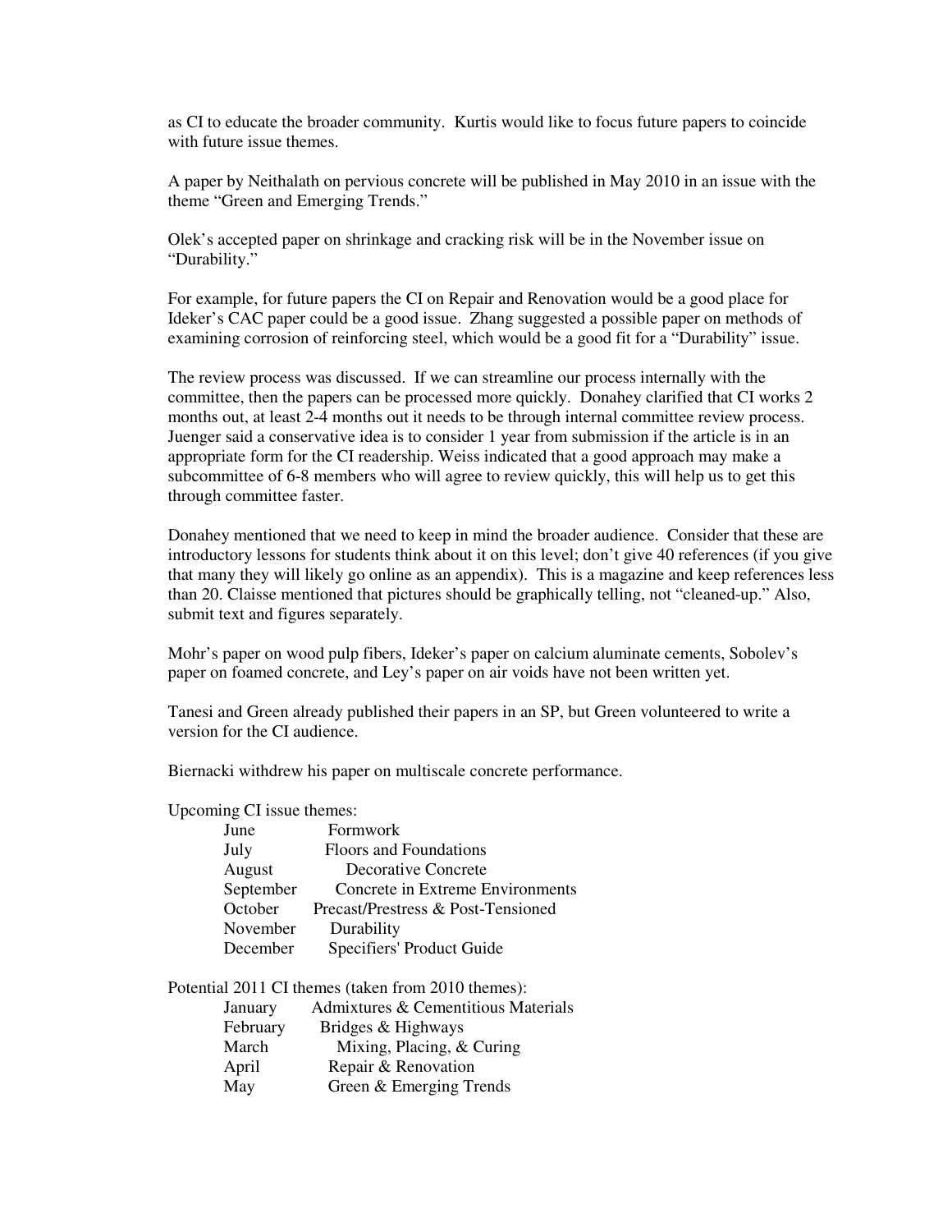as CI to educate the broader community. Kurtis would like to focus future papers to coincide with future issue themes.

A paper by Neithalath on pervious concrete will be published in May 2010 in an issue with the theme "Green and Emerging Trends."

Olek's accepted paper on shrinkage and cracking risk will be in the November issue on "Durability."

For example, for future papers the CI on Repair and Renovation would be a good place for Ideker's CAC paper could be a good issue. Zhang suggested a possible paper on methods of examining corrosion of reinforcing steel, which would be a good fit for a "Durability" issue.

The review process was discussed. If we can streamline our process internally with the committee, then the papers can be processed more quickly. Donahey clarified that CI works 2 months out, at least 2-4 months out it needs to be through internal committee review process. Juenger said a conservative idea is to consider 1 year from submission if the article is in an appropriate form for the CI readership. Weiss indicated that a good approach may make a subcommittee of 6-8 members who will agree to review quickly, this will help us to get this through committee faster.

Donahey mentioned that we need to keep in mind the broader audience. Consider that these are introductory lessons for students think about it on this level; don't give 40 references (if you give that many they will likely go online as an appendix). This is a magazine and keep references less than 20. Claisse mentioned that pictures should be graphically telling, not "cleaned-up." Also, submit text and figures separately.

Mohr's paper on wood pulp fibers, Ideker's paper on calcium aluminate cements, Sobolev's paper on foamed concrete, and Ley's paper on air voids have not been written yet.

Tanesi and Green already published their papers in an SP, but Green volunteered to write a version for the CI audience.

Biernacki withdrew his paper on multiscale concrete performance.

Upcoming CI issue themes:

| | |
|---|---|
| June | Formwork |
| July | Floors and Foundations |
| August | Decorative Concrete |
| September | Concrete in Extreme Environments |
| October | Precast/Prestress & Post-Tensioned |
| November | Durability |
| December | Specifiers' Product Guide |

Potential 2011 CI themes (taken from 2010 themes):

| | |
|---|---|
| January | Admixtures & Cementitious Materials |
| February | Bridges & Highways |
| March | Mixing, Placing, & Curing |
| April | Repair & Renovation |
| May | Green & Emerging Trends |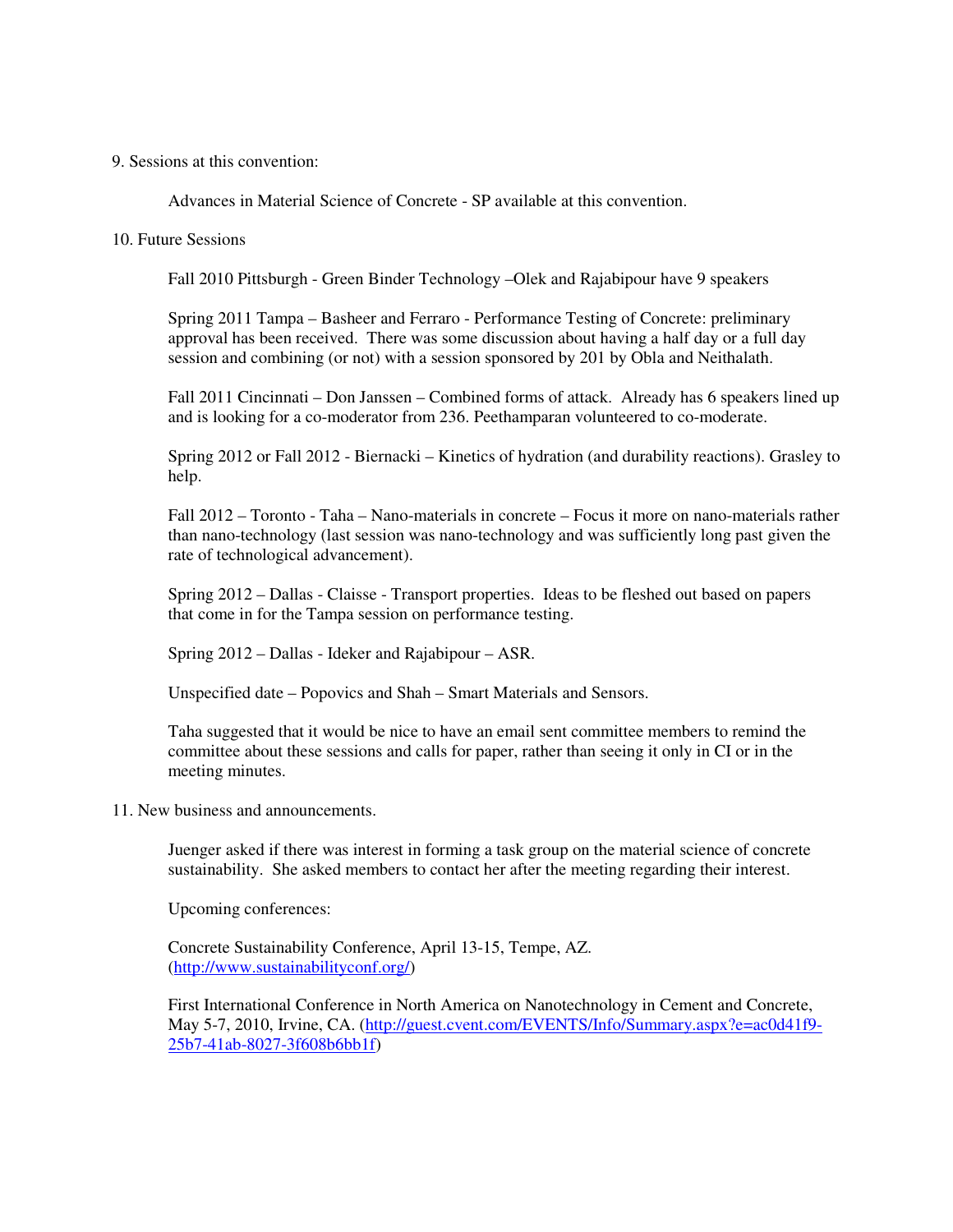9. Sessions at this convention:

Advances in Material Science of Concrete - SP available at this convention.

10. Future Sessions

Fall 2010 Pittsburgh - Green Binder Technology –Olek and Rajabipour have 9 speakers

Spring 2011 Tampa – Basheer and Ferraro - Performance Testing of Concrete: preliminary approval has been received. There was some discussion about having a half day or a full day session and combining (or not) with a session sponsored by 201 by Obla and Neithalath.

Fall 2011 Cincinnati – Don Janssen – Combined forms of attack. Already has 6 speakers lined up and is looking for a co-moderator from 236. Peethamparan volunteered to co-moderate.

Spring 2012 or Fall 2012 - Biernacki – Kinetics of hydration (and durability reactions). Grasley to help.

Fall 2012 – Toronto - Taha – Nano-materials in concrete – Focus it more on nano-materials rather than nano-technology (last session was nano-technology and was sufficiently long past given the rate of technological advancement).

Spring 2012 – Dallas - Claisse - Transport properties. Ideas to be fleshed out based on papers that come in for the Tampa session on performance testing.

Spring 2012 – Dallas - Ideker and Rajabipour – ASR.

Unspecified date – Popovics and Shah – Smart Materials and Sensors.

Taha suggested that it would be nice to have an email sent committee members to remind the committee about these sessions and calls for paper, rather than seeing it only in CI or in the meeting minutes.

11. New business and announcements.

Juenger asked if there was interest in forming a task group on the material science of concrete sustainability. She asked members to contact her after the meeting regarding their interest.

Upcoming conferences:

Concrete Sustainability Conference, April 13-15, Tempe, AZ. (http://www.sustainabilityconf.org/)

First International Conference in North America on Nanotechnology in Cement and Concrete, May 5-7, 2010, Irvine, CA. (http://guest.cvent.com/EVENTS/Info/Summary.aspx?e=ac0d41f9-25b7-41ab-8027-3f608b6bb1f)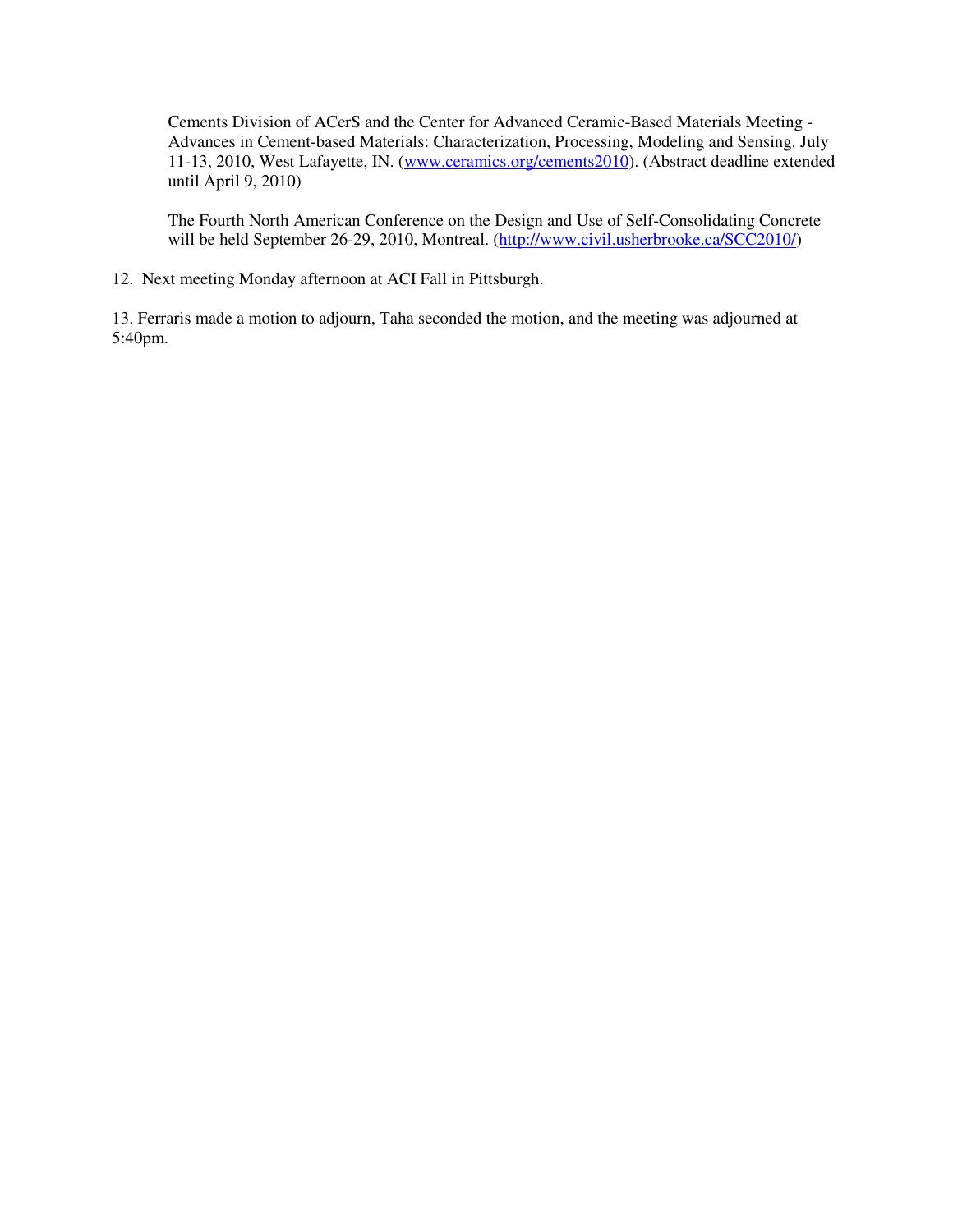Cements Division of ACerS and the Center for Advanced Ceramic-Based Materials Meeting - Advances in Cement-based Materials: Characterization, Processing, Modeling and Sensing. July 11-13, 2010, West Lafayette, IN. (www.ceramics.org/cements2010). (Abstract deadline extended until April 9, 2010)

The Fourth North American Conference on the Design and Use of Self-Consolidating Concrete will be held September 26-29, 2010, Montreal. (http://www.civil.usherbrooke.ca/SCC2010/)

12. Next meeting Monday afternoon at ACI Fall in Pittsburgh.

13. Ferraris made a motion to adjourn, Taha seconded the motion, and the meeting was adjourned at 5:40pm.